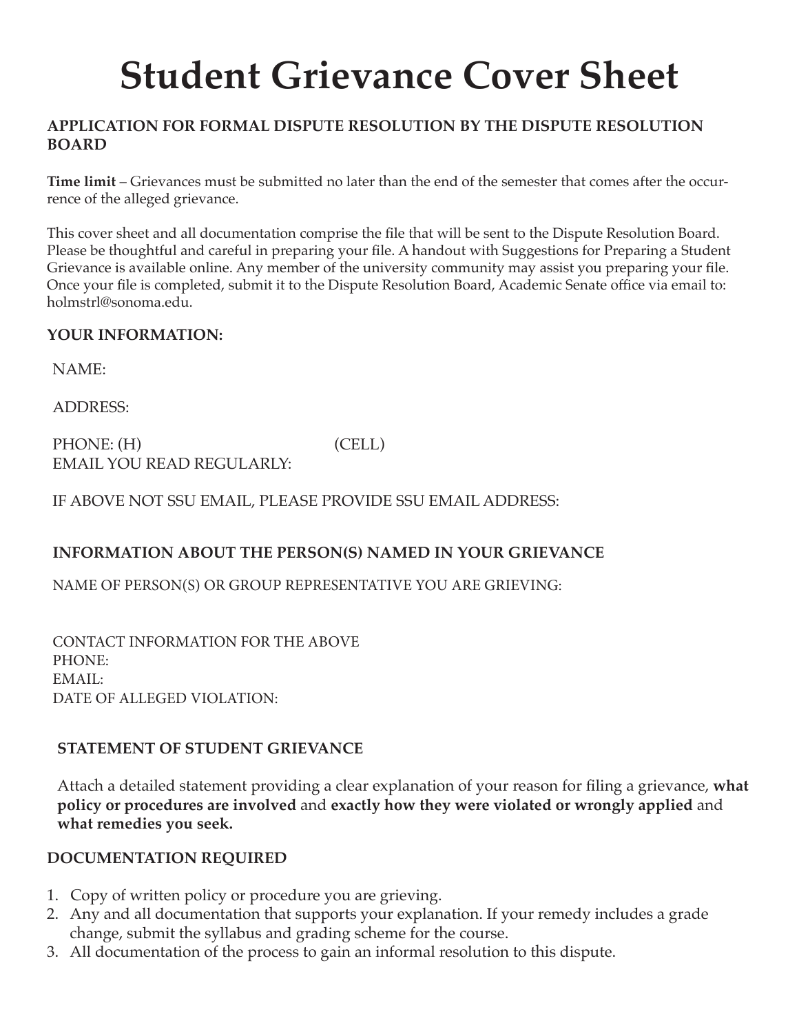# Student Grievance Cover Sheet

**APPLICATION FOR FORMAL DISPUTE RESOLUTION BY THE DISPUTE RESOLUTION BOARD**

**Time limit** – Grievances must be submitted no later than the end of the semester that comes after the occurrence of the alleged grievance.

This cover sheet and all documentation comprise the file that will be sent to the Dispute Resolution Board. Please be thoughtful and careful in preparing your file. A handout with Suggestions for Preparing a Student Grievance is available online. Any member of the university community may assist you preparing your file. Once your file is completed, submit it to the Dispute Resolution Board, Academic Senate office via email to: holmstrl@sonoma.edu.

**YOUR INFORMATION:**

NAME:

ADDRESS:

PHONE: (H) (CELL)

EMAIL YOU READ REGULARLY:

IF ABOVE NOT SSU EMAIL, PLEASE PROVIDE SSU EMAIL ADDRESS:

**INFORMATION ABOUT THE PERSON(S) NAMED IN YOUR GRIEVANCE**

NAME OF PERSON(S) OR GROUP REPRESENTATIVE YOU ARE GRIEVING:

CONTACT INFORMATION FOR THE ABOVE

PHONE:

EMAIL:

DATE OF ALLEGED VIOLATION:

**STATEMENT OF STUDENT GRIEVANCE**

Attach a detailed statement providing a clear explanation of your reason for filing a grievance, **what policy or procedures are involved** and **exactly how they were violated or wrongly applied** and **what remedies you seek.**

**DOCUMENTATION REQUIRED**

1. Copy of written policy or procedure you are grieving.
2. Any and all documentation that supports your explanation. If your remedy includes a grade change, submit the syllabus and grading scheme for the course.
3. All documentation of the process to gain an informal resolution to this dispute.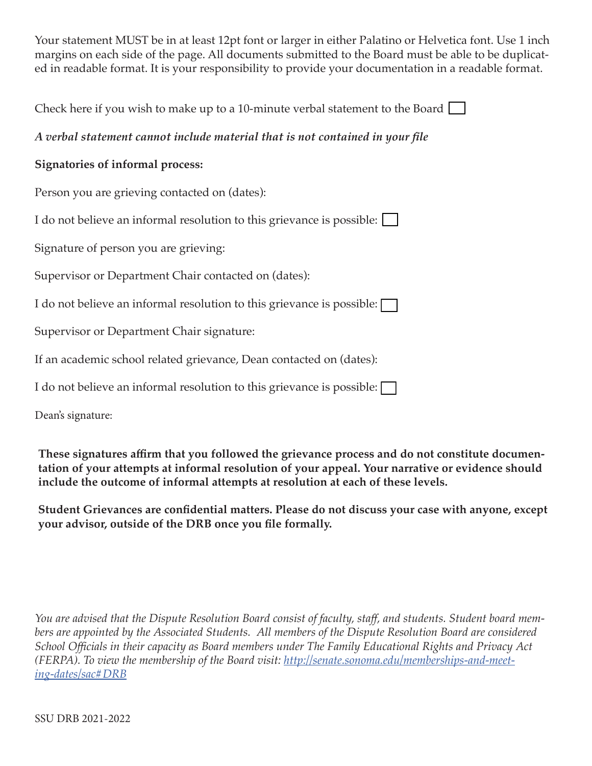Your statement MUST be in at least 12pt font or larger in either Palatino or Helvetica font. Use 1 inch margins on each side of the page. All documents submitted to the Board must be able to be duplicated in readable format. It is your responsibility to provide your documentation in a readable format.

Check here if you wish to make up to a 10-minute verbal statement to the Board ☐

*A verbal statement cannot include material that is not contained in your file*

**Signatories of informal process:**

Person you are grieving contacted on (dates):

I do not believe an informal resolution to this grievance is possible: ☐

Signature of person you are grieving:

Supervisor or Department Chair contacted on (dates):

I do not believe an informal resolution to this grievance is possible: ☐

Supervisor or Department Chair signature:

If an academic school related grievance, Dean contacted on (dates):

I do not believe an informal resolution to this grievance is possible: ☐

Dean's signature:

**These signatures affirm that you followed the grievance process and do not constitute documentation of your attempts at informal resolution of your appeal. Your narrative or evidence should include the outcome of informal attempts at resolution at each of these levels.**

**Student Grievances are confidential matters. Please do not discuss your case with anyone, except your advisor, outside of the DRB once you file formally.**

*You are advised that the Dispute Resolution Board consist of faculty, staff, and students. Student board members are appointed by the Associated Students. All members of the Dispute Resolution Board are considered School Officials in their capacity as Board members under The Family Educational Rights and Privacy Act (FERPA). To view the membership of the Board visit: [http://senate.sonoma.edu/memberships-and-meeting-dates/sac#DRB](http://senate.sonoma.edu/memberships-and-meeting-dates/sac#DRB)*

SSU DRB 2021-2022